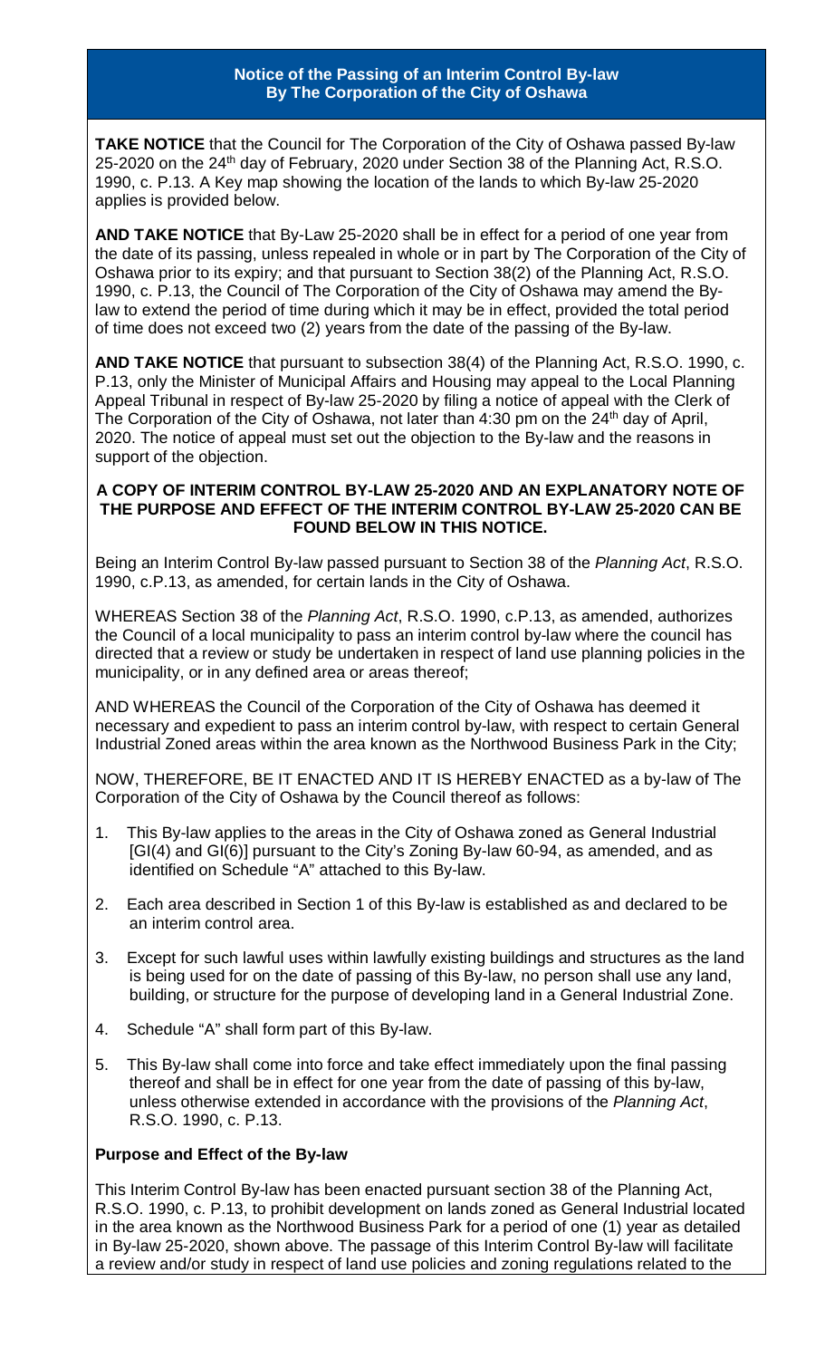## Notice of the Passing of an Interim Control By-law By The Corporation of the City of Oshawa

**TAKE NOTICE** that the Council for The Corporation of the City of Oshawa passed By-law 25-2020 on the 24th day of February, 2020 under Section 38 of the Planning Act, R.S.O. 1990, c. P.13. A Key map showing the location of the lands to which By-law 25-2020 applies is provided below.

**AND TAKE NOTICE** that By-Law 25-2020 shall be in effect for a period of one year from the date of its passing, unless repealed in whole or in part by The Corporation of the City of Oshawa prior to its expiry; and that pursuant to Section 38(2) of the Planning Act, R.S.O. 1990, c. P.13, the Council of The Corporation of the City of Oshawa may amend the By-law to extend the period of time during which it may be in effect, provided the total period of time does not exceed two (2) years from the date of the passing of the By-law.

**AND TAKE NOTICE** that pursuant to subsection 38(4) of the Planning Act, R.S.O. 1990, c. P.13, only the Minister of Municipal Affairs and Housing may appeal to the Local Planning Appeal Tribunal in respect of By-law 25-2020 by filing a notice of appeal with the Clerk of The Corporation of the City of Oshawa, not later than 4:30 pm on the 24th day of April, 2020. The notice of appeal must set out the objection to the By-law and the reasons in support of the objection.

**A COPY OF INTERIM CONTROL BY-LAW 25-2020 AND AN EXPLANATORY NOTE OF THE PURPOSE AND EFFECT OF THE INTERIM CONTROL BY-LAW 25-2020 CAN BE FOUND BELOW IN THIS NOTICE.**

Being an Interim Control By-law passed pursuant to Section 38 of the *Planning Act*, R.S.O. 1990, c.P.13, as amended, for certain lands in the City of Oshawa.

WHEREAS Section 38 of the *Planning Act*, R.S.O. 1990, c.P.13, as amended, authorizes the Council of a local municipality to pass an interim control by-law where the council has directed that a review or study be undertaken in respect of land use planning policies in the municipality, or in any defined area or areas thereof;

AND WHEREAS the Council of the Corporation of the City of Oshawa has deemed it necessary and expedient to pass an interim control by-law, with respect to certain General Industrial Zoned areas within the area known as the Northwood Business Park in the City;

NOW, THEREFORE, BE IT ENACTED AND IT IS HEREBY ENACTED as a by-law of The Corporation of the City of Oshawa by the Council thereof as follows:

1. This By-law applies to the areas in the City of Oshawa zoned as General Industrial [GI(4) and GI(6)] pursuant to the City's Zoning By-law 60-94, as amended, and as identified on Schedule "A" attached to this By-law.
2. Each area described in Section 1 of this By-law is established as and declared to be an interim control area.
3. Except for such lawful uses within lawfully existing buildings and structures as the land is being used for on the date of passing of this By-law, no person shall use any land, building, or structure for the purpose of developing land in a General Industrial Zone.
4. Schedule "A" shall form part of this By-law.
5. This By-law shall come into force and take effect immediately upon the final passing thereof and shall be in effect for one year from the date of passing of this by-law, unless otherwise extended in accordance with the provisions of the *Planning Act*, R.S.O. 1990, c. P.13.

**Purpose and Effect of the By-law**

This Interim Control By-law has been enacted pursuant section 38 of the Planning Act, R.S.O. 1990, c. P.13, to prohibit development on lands zoned as General Industrial located in the area known as the Northwood Business Park for a period of one (1) year as detailed in By-law 25-2020, shown above. The passage of this Interim Control By-law will facilitate a review and/or study in respect of land use policies and zoning regulations related to the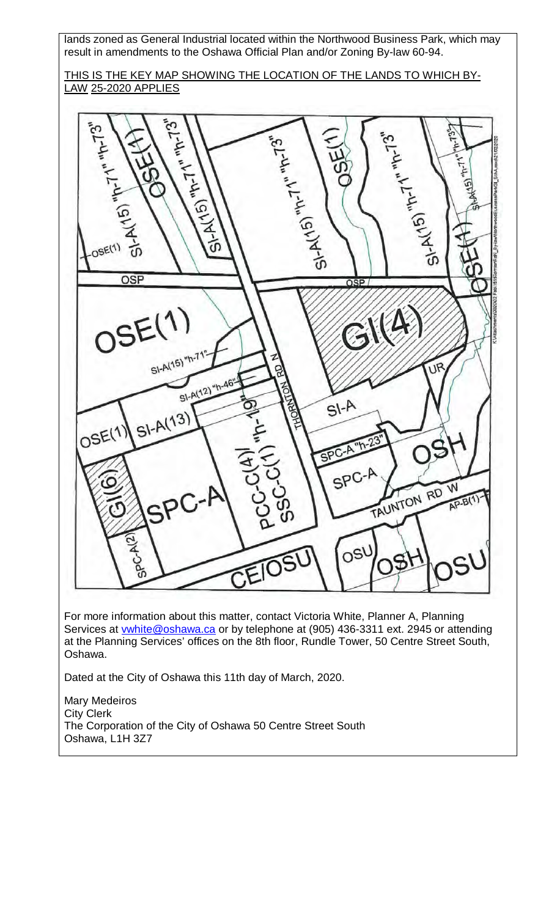lands zoned as General Industrial located within the Northwood Business Park, which may result in amendments to the Oshawa Official Plan and/or Zoning By-law 60-94.

THIS IS THE KEY MAP SHOWING THE LOCATION OF THE LANDS TO WHICH BY-LAW 25-2020 APPLIES

SI-A(15) "h-71" "h-73"
OSE(1)
SI-A(15) "h-71" "h-73"
SI-A(15) "h-71" "h-73"
OSE(1)
SI-A(15) "h-71" "h-73"
SI-A(15) "h-71" "h-73"
OSE(1)
OSE(1)
OSP
OSP
OSE(1)
GI(4)
SI-A(15) "h-71"
SI-A(12) "h-46"
THORNTON RD N
UR
SI-A
OSE(1)
SI-A(13)
"h-19"
SPC-A "h-23"
OSH
PCC-C(4)/
SSC-C(1)
SPC-A
GI(6)
SPC-A
TAUNTON RD W
AP-B(1)
SPC-A(2)
CE/OSU
OSU
OSH
OSU

For more information about this matter, contact Victoria White, Planner A, Planning Services at vwhite@oshawa.ca or by telephone at (905) 436-3311 ext. 2945 or attending at the Planning Services' offices on the 8th floor, Rundle Tower, 50 Centre Street South, Oshawa.

Dated at the City of Oshawa this 11th day of March, 2020.

Mary Medeiros
City Clerk
The Corporation of the City of Oshawa 50 Centre Street South
Oshawa, L1H 3Z7